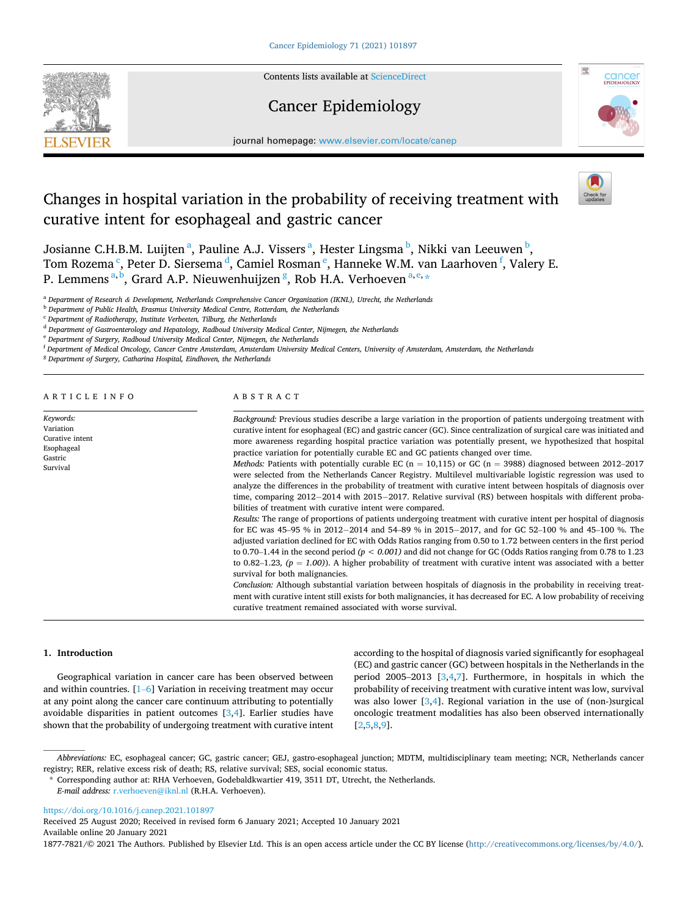# Changes in hospital variation in the probability of receiving treatment with curative intent for esophageal and gastric cancer

Josianne C.H.B.M. Luijten [a], Pauline A.J. Vissers [a], Hester Lingsma [b], Nikki van Leeuwen [b], Tom Rozema [c], Peter D. Siersema [d], Camiel Rosman [e], Hanneke W.M. van Laarhoven [f], Valery E. P. Lemmens [a,b], Grard A.P. Nieuwenhuijzen [g], Rob H.A. Verhoeven [a,e,*]

[a] Department of Research & Development, Netherlands Comprehensive Cancer Organization (IKNL), Utrecht, the Netherlands
[b] Department of Public Health, Erasmus University Medical Centre, Rotterdam, the Netherlands
[c] Department of Radiotherapy, Institute Verbeeten, Tilburg, the Netherlands
[d] Department of Gastroenterology and Hepatology, Radboud University Medical Center, Nijmegen, the Netherlands
[e] Department of Surgery, Radboud University Medical Center, Nijmegen, the Netherlands
[f] Department of Medical Oncology, Cancer Centre Amsterdam, Amsterdam University Medical Centers, University of Amsterdam, Amsterdam, the Netherlands
[g] Department of Surgery, Catharina Hospital, Eindhoven, the Netherlands

## ARTICLE INFO

*Keywords:*
Variation
Curative intent
Esophageal
Gastric
Survival

## ABSTRACT

*Background:* Previous studies describe a large variation in the proportion of patients undergoing treatment with curative intent for esophageal (EC) and gastric cancer (GC). Since centralization of surgical care was initiated and more awareness regarding hospital practice variation was potentially present, we hypothesized that hospital practice variation for potentially curable EC and GC patients changed over time.

*Methods:* Patients with potentially curable EC (n = 10,115) or GC (n = 3988) diagnosed between 2012–2017 were selected from the Netherlands Cancer Registry. Multilevel multivariable logistic regression was used to analyze the differences in the probability of treatment with curative intent between hospitals of diagnosis over time, comparing 2012−2014 with 2015−2017. Relative survival (RS) between hospitals with different probabilities of treatment with curative intent were compared.

*Results:* The range of proportions of patients undergoing treatment with curative intent per hospital of diagnosis for EC was 45–95 % in 2012−2014 and 54–89 % in 2015−2017, and for GC 52–100 % and 45–100 %. The adjusted variation declined for EC with Odds Ratios ranging from 0.50 to 1.72 between centers in the first period to 0.70–1.44 in the second period *($p < 0.001$)* and did not change for GC (Odds Ratios ranging from 0.78 to 1.23 to 0.82–1.23, *($p = 1.00$)*). A higher probability of treatment with curative intent was associated with a better survival for both malignancies.

*Conclusion:* Although substantial variation between hospitals of diagnosis in the probability in receiving treatment with curative intent still exists for both malignancies, it has decreased for EC. A low probability of receiving curative treatment remained associated with worse survival.

## 1. Introduction

Geographical variation in cancer care has been observed between and within countries. [1–6] Variation in receiving treatment may occur at any point along the cancer care continuum attributing to potentially avoidable disparities in patient outcomes [3,4]. Earlier studies have shown that the probability of undergoing treatment with curative intent according to the hospital of diagnosis varied significantly for esophageal (EC) and gastric cancer (GC) between hospitals in the Netherlands in the period 2005–2013 [3,4,7]. Furthermore, in hospitals in which the probability of receiving treatment with curative intent was low, survival was also lower [3,4]. Regional variation in the use of (non-)surgical oncologic treatment modalities has also been observed internationally [2,5,8,9].

*Abbreviations:* EC, esophageal cancer; GC, gastric cancer; GEJ, gastro-esophageal junction; MDTM, multidisciplinary team meeting; NCR, Netherlands cancer registry; RER, relative excess risk of death; RS, relative survival; SES, social economic status.

\* Corresponding author at: RHA Verhoeven, Godebaldkwartier 419, 3511 DT, Utrecht, the Netherlands.
*E-mail address:* r.verhoeven@iknl.nl (R.H.A. Verhoeven).

https://doi.org/10.1016/j.canep.2021.101897
Received 25 August 2020; Received in revised form 6 January 2021; Accepted 10 January 2021
Available online 20 January 2021
1877-7821/© 2021 The Authors. Published by Elsevier Ltd. This is an open access article under the CC BY license (http://creativecommons.org/licenses/by/4.0/).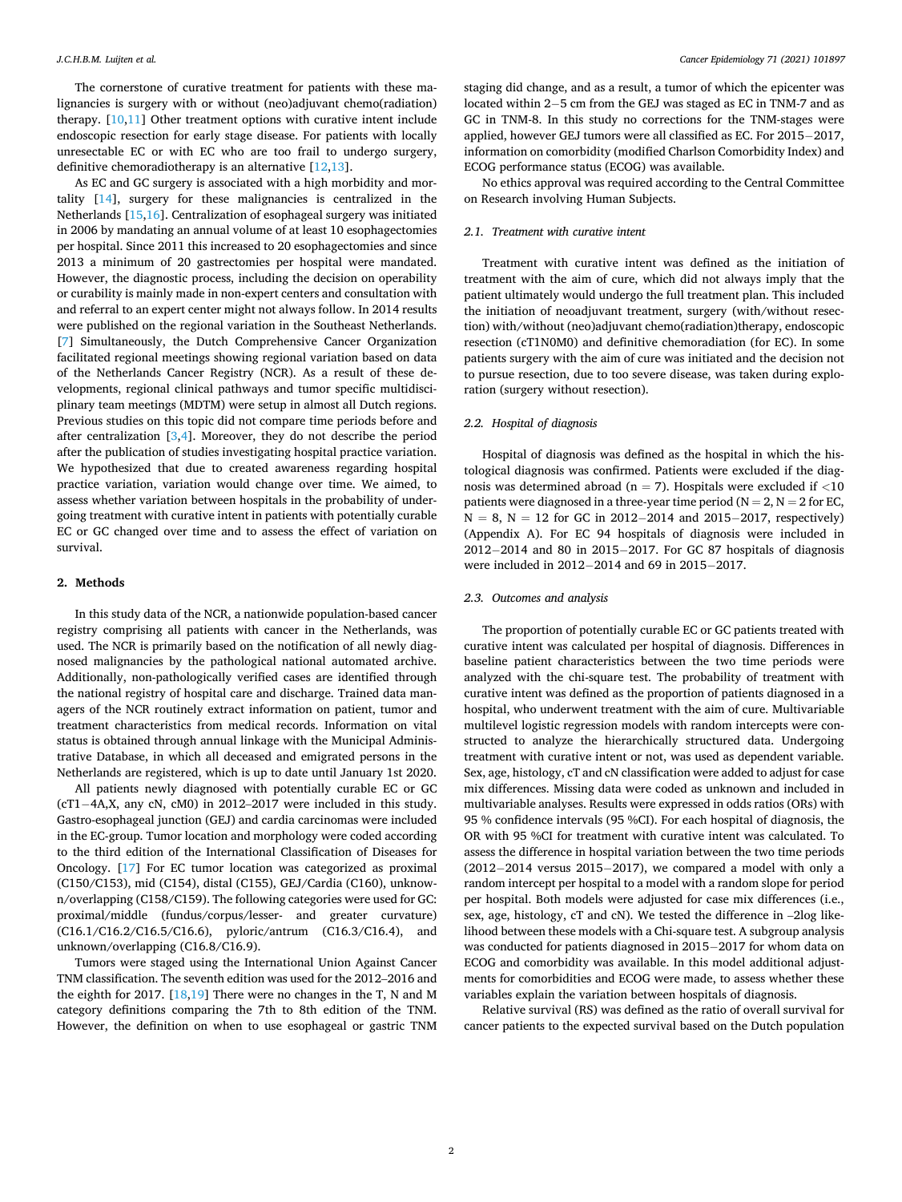The cornerstone of curative treatment for patients with these malignancies is surgery with or without (neo)adjuvant chemo(radiation) therapy. [10,11] Other treatment options with curative intent include endoscopic resection for early stage disease. For patients with locally unresectable EC or with EC who are too frail to undergo surgery, definitive chemoradiotherapy is an alternative [12,13].

As EC and GC surgery is associated with a high morbidity and mortality [14], surgery for these malignancies is centralized in the Netherlands [15,16]. Centralization of esophageal surgery was initiated in 2006 by mandating an annual volume of at least 10 esophagectomies per hospital. Since 2011 this increased to 20 esophagectomies and since 2013 a minimum of 20 gastrectomies per hospital were mandated. However, the diagnostic process, including the decision on operability or curability is mainly made in non-expert centers and consultation with and referral to an expert center might not always follow. In 2014 results were published on the regional variation in the Southeast Netherlands. [7] Simultaneously, the Dutch Comprehensive Cancer Organization facilitated regional meetings showing regional variation based on data of the Netherlands Cancer Registry (NCR). As a result of these developments, regional clinical pathways and tumor specific multidisciplinary team meetings (MDTM) were setup in almost all Dutch regions. Previous studies on this topic did not compare time periods before and after centralization [3,4]. Moreover, they do not describe the period after the publication of studies investigating hospital practice variation. We hypothesized that due to created awareness regarding hospital practice variation, variation would change over time. We aimed, to assess whether variation between hospitals in the probability of undergoing treatment with curative intent in patients with potentially curable EC or GC changed over time and to assess the effect of variation on survival.

## 2. Methods

In this study data of the NCR, a nationwide population-based cancer registry comprising all patients with cancer in the Netherlands, was used. The NCR is primarily based on the notification of all newly diagnosed malignancies by the pathological national automated archive. Additionally, non-pathologically verified cases are identified through the national registry of hospital care and discharge. Trained data managers of the NCR routinely extract information on patient, tumor and treatment characteristics from medical records. Information on vital status is obtained through annual linkage with the Municipal Administrative Database, in which all deceased and emigrated persons in the Netherlands are registered, which is up to date until January 1st 2020.

All patients newly diagnosed with potentially curable EC or GC (cT1−4A,X, any cN, cM0) in 2012–2017 were included in this study. Gastro-esophageal junction (GEJ) and cardia carcinomas were included in the EC-group. Tumor location and morphology were coded according to the third edition of the International Classification of Diseases for Oncology. [17] For EC tumor location was categorized as proximal (C150/C153), mid (C154), distal (C155), GEJ/Cardia (C160), unknown/overlapping (C158/C159). The following categories were used for GC: proximal/middle (fundus/corpus/lesser- and greater curvature) (C16.1/C16.2/C16.5/C16.6), pyloric/antrum (C16.3/C16.4), and unknown/overlapping (C16.8/C16.9).

Tumors were staged using the International Union Against Cancer TNM classification. The seventh edition was used for the 2012–2016 and the eighth for 2017. [18,19] There were no changes in the T, N and M category definitions comparing the 7th to 8th edition of the TNM. However, the definition on when to use esophageal or gastric TNM staging did change, and as a result, a tumor of which the epicenter was located within 2−5 cm from the GEJ was staged as EC in TNM-7 and as GC in TNM-8. In this study no corrections for the TNM-stages were applied, however GEJ tumors were all classified as EC. For 2015−2017, information on comorbidity (modified Charlson Comorbidity Index) and ECOG performance status (ECOG) was available.

No ethics approval was required according to the Central Committee on Research involving Human Subjects.

### 2.1. Treatment with curative intent

Treatment with curative intent was defined as the initiation of treatment with the aim of cure, which did not always imply that the patient ultimately would undergo the full treatment plan. This included the initiation of neoadjuvant treatment, surgery (with/without resection) with/without (neo)adjuvant chemo(radiation)therapy, endoscopic resection (cT1N0M0) and definitive chemoradiation (for EC). In some patients surgery with the aim of cure was initiated and the decision not to pursue resection, due to too severe disease, was taken during exploration (surgery without resection).

### 2.2. Hospital of diagnosis

Hospital of diagnosis was defined as the hospital in which the histological diagnosis was confirmed. Patients were excluded if the diagnosis was determined abroad (n = 7). Hospitals were excluded if <10 patients were diagnosed in a three-year time period (N = 2, N = 2 for EC, N = 8, N = 12 for GC in 2012−2014 and 2015−2017, respectively) (Appendix A). For EC 94 hospitals of diagnosis were included in 2012−2014 and 80 in 2015−2017. For GC 87 hospitals of diagnosis were included in 2012−2014 and 69 in 2015−2017.

### 2.3. Outcomes and analysis

The proportion of potentially curable EC or GC patients treated with curative intent was calculated per hospital of diagnosis. Differences in baseline patient characteristics between the two time periods were analyzed with the chi-square test. The probability of treatment with curative intent was defined as the proportion of patients diagnosed in a hospital, who underwent treatment with the aim of cure. Multivariable multilevel logistic regression models with random intercepts were constructed to analyze the hierarchically structured data. Undergoing treatment with curative intent or not, was used as dependent variable. Sex, age, histology, cT and cN classification were added to adjust for case mix differences. Missing data were coded as unknown and included in multivariable analyses. Results were expressed in odds ratios (ORs) with 95 % confidence intervals (95 %CI). For each hospital of diagnosis, the OR with 95 %CI for treatment with curative intent was calculated. To assess the difference in hospital variation between the two time periods (2012−2014 versus 2015−2017), we compared a model with only a random intercept per hospital to a model with a random slope for period per hospital. Both models were adjusted for case mix differences (i.e., sex, age, histology, cT and cN). We tested the difference in −2log likelihood between these models with a Chi-square test. A subgroup analysis was conducted for patients diagnosed in 2015−2017 for whom data on ECOG and comorbidity was available. In this model additional adjustments for comorbidities and ECOG were made, to assess whether these variables explain the variation between hospitals of diagnosis.

Relative survival (RS) was defined as the ratio of overall survival for cancer patients to the expected survival based on the Dutch population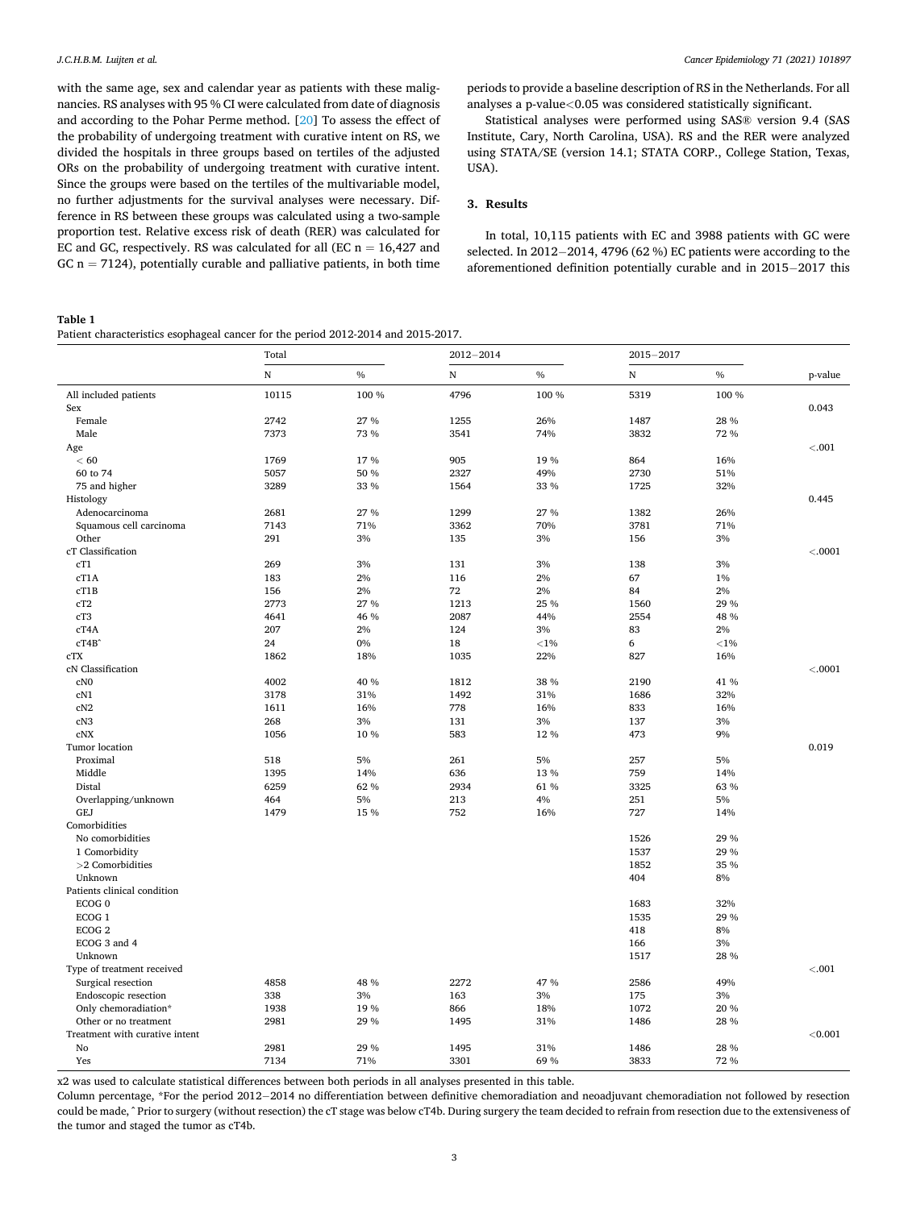with the same age, sex and calendar year as patients with these malignancies. RS analyses with 95 % CI were calculated from date of diagnosis and according to the Pohar Perme method. [20] To assess the effect of the probability of undergoing treatment with curative intent on RS, we divided the hospitals in three groups based on tertiles of the adjusted ORs on the probability of undergoing treatment with curative intent. Since the groups were based on the tertiles of the multivariable model, no further adjustments for the survival analyses were necessary. Difference in RS between these groups was calculated using a two-sample proportion test. Relative excess risk of death (RER) was calculated for EC and GC, respectively. RS was calculated for all (EC n = 16,427 and GC n = 7124), potentially curable and palliative patients, in both time periods to provide a baseline description of RS in the Netherlands. For all analyses a p-value<0.05 was considered statistically significant.

Statistical analyses were performed using SAS® version 9.4 (SAS Institute, Cary, North Carolina, USA). RS and the RER were analyzed using STATA/SE (version 14.1; STATA CORP., College Station, Texas, USA).

## 3. Results

In total, 10,115 patients with EC and 3988 patients with GC were selected. In 2012−2014, 4796 (62 %) EC patients were according to the aforementioned definition potentially curable and in 2015−2017 this

**Table 1**
Patient characteristics esophageal cancer for the period 2012-2014 and 2015-2017.

| | Total | | 2012−2014 | | 2015−2017 | | |
|---|---|---|---|---|---|---|---|
| | N | % | N | % | N | % | p-value |
| All included patients | 10115 | 100 % | 4796 | 100 % | 5319 | 100 % | |
| Sex | | | | | | | 0.043 |
| Female | 2742 | 27 % | 1255 | 26% | 1487 | 28 % | |
| Male | 7373 | 73 % | 3541 | 74% | 3832 | 72 % | |
| Age | | | | | | | <.001 |
| < 60 | 1769 | 17 % | 905 | 19 % | 864 | 16% | |
| 60 to 74 | 5057 | 50 % | 2327 | 49% | 2730 | 51% | |
| 75 and higher | 3289 | 33 % | 1564 | 33 % | 1725 | 32% | |
| Histology | | | | | | | 0.445 |
| Adenocarcinoma | 2681 | 27 % | 1299 | 27 % | 1382 | 26% | |
| Squamous cell carcinoma | 7143 | 71% | 3362 | 70% | 3781 | 71% | |
| Other | 291 | 3% | 135 | 3% | 156 | 3% | |
| cT Classification | | | | | | | <.0001 |
| cT1 | 269 | 3% | 131 | 3% | 138 | 3% | |
| cT1A | 183 | 2% | 116 | 2% | 67 | 1% | |
| cT1B | 156 | 2% | 72 | 2% | 84 | 2% | |
| cT2 | 2773 | 27 % | 1213 | 25 % | 1560 | 29 % | |
| cT3 | 4641 | 46 % | 2087 | 44% | 2554 | 48 % | |
| cT4A | 207 | 2% | 124 | 3% | 83 | 2% | |
| cT4B^ | 24 | 0% | 18 | <1% | 6 | <1% | |
| cTX | 1862 | 18% | 1035 | 22% | 827 | 16% | |
| cN Classification | | | | | | | <.0001 |
| cN0 | 4002 | 40 % | 1812 | 38 % | 2190 | 41 % | |
| cN1 | 3178 | 31% | 1492 | 31% | 1686 | 32% | |
| cN2 | 1611 | 16% | 778 | 16% | 833 | 16% | |
| cN3 | 268 | 3% | 131 | 3% | 137 | 3% | |
| cNX | 1056 | 10 % | 583 | 12 % | 473 | 9% | |
| Tumor location | | | | | | | 0.019 |
| Proximal | 518 | 5% | 261 | 5% | 257 | 5% | |
| Middle | 1395 | 14% | 636 | 13 % | 759 | 14% | |
| Distal | 6259 | 62 % | 2934 | 61 % | 3325 | 63 % | |
| Overlapping/unknown | 464 | 5% | 213 | 4% | 251 | 5% | |
| GEJ | 1479 | 15 % | 752 | 16% | 727 | 14% | |
| Comorbidities | | | | | | | |
| No comorbidities | | | | | 1526 | 29 % | |
| 1 Comorbidity | | | | | 1537 | 29 % | |
| >2 Comorbidities | | | | | 1852 | 35 % | |
| Unknown | | | | | 404 | 8% | |
| Patients clinical condition | | | | | | | |
| ECOG 0 | | | | | 1683 | 32% | |
| ECOG 1 | | | | | 1535 | 29 % | |
| ECOG 2 | | | | | 418 | 8% | |
| ECOG 3 and 4 | | | | | 166 | 3% | |
| Unknown | | | | | 1517 | 28 % | |
| Type of treatment received | | | | | | | <.001 |
| Surgical resection | 4858 | 48 % | 2272 | 47 % | 2586 | 49% | |
| Endoscopic resection | 338 | 3% | 163 | 3% | 175 | 3% | |
| Only chemoradiation* | 1938 | 19 % | 866 | 18% | 1072 | 20 % | |
| Other or no treatment | 2981 | 29 % | 1495 | 31% | 1486 | 28 % | |
| Treatment with curative intent | | | | | | | <0.001 |
| No | 2981 | 29 % | 1495 | 31% | 1486 | 28 % | |
| Yes | 7134 | 71% | 3301 | 69 % | 3833 | 72 % | |

x2 was used to calculate statistical differences between both periods in all analyses presented in this table.
Column percentage, *For the period 2012−2014 no differentiation between definitive chemoradiation and neoadjuvant chemoradiation not followed by resection could be made, ^ Prior to surgery (without resection) the cT stage was below cT4b. During surgery the team decided to refrain from resection due to the extensiveness of the tumor and staged the tumor as cT4b.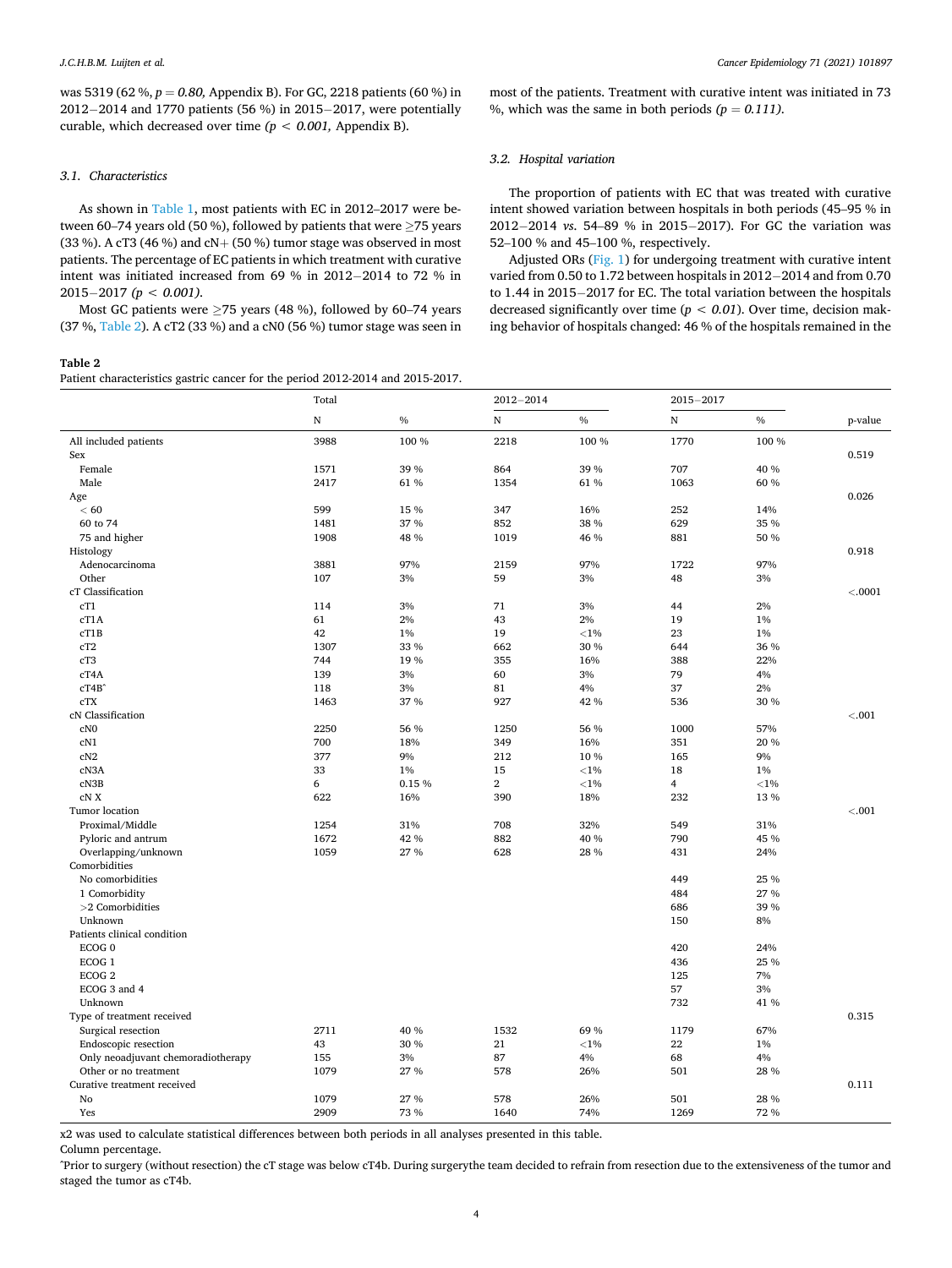was 5319 (62 %, *p = 0.80,* Appendix B). For GC, 2218 patients (60 %) in 2012−2014 and 1770 patients (56 %) in 2015−2017, were potentially curable, which decreased over time (*p < 0.001,* Appendix B).

### 3.1. Characteristics

As shown in Table 1, most patients with EC in 2012–2017 were between 60–74 years old (50 %), followed by patients that were ≥75 years (33 %). A cT3 (46 %) and cN+ (50 %) tumor stage was observed in most patients. The percentage of EC patients in which treatment with curative intent was initiated increased from 69 % in 2012−2014 to 72 % in 2015−2017 (*p < 0.001).*

Most GC patients were ≥75 years (48 %), followed by 60–74 years (37 %, Table 2). A cT2 (33 %) and a cN0 (56 %) tumor stage was seen in most of the patients. Treatment with curative intent was initiated in 73 %, which was the same in both periods *(p = 0.111).*

### 3.2. Hospital variation

The proportion of patients with EC that was treated with curative intent showed variation between hospitals in both periods (45–95 % in 2012−2014 *vs.* 54–89 % in 2015−2017). For GC the variation was 52–100 % and 45–100 %, respectively.

Adjusted ORs (Fig. 1) for undergoing treatment with curative intent varied from 0.50 to 1.72 between hospitals in 2012−2014 and from 0.70 to 1.44 in 2015−2017 for EC. The total variation between the hospitals decreased significantly over time (*p < 0.01*). Over time, decision making behavior of hospitals changed: 46 % of the hospitals remained in the

**Table 2**
Patient characteristics gastric cancer for the period 2012-2014 and 2015-2017.

| | Total | | 2012−2014 | | 2015−2017 | | |
|---|---|---|---|---|---|---|---|
| | N | % | N | % | N | % | p-value |
| All included patients | 3988 | 100 % | 2218 | 100 % | 1770 | 100 % | |
| Sex | | | | | | | 0.519 |
| Female | 1571 | 39 % | 864 | 39 % | 707 | 40 % | |
| Male | 2417 | 61 % | 1354 | 61 % | 1063 | 60 % | |
| Age | | | | | | | 0.026 |
| < 60 | 599 | 15 % | 347 | 16% | 252 | 14% | |
| 60 to 74 | 1481 | 37 % | 852 | 38 % | 629 | 35 % | |
| 75 and higher | 1908 | 48 % | 1019 | 46 % | 881 | 50 % | |
| Histology | | | | | | | 0.918 |
| Adenocarcinoma | 3881 | 97% | 2159 | 97% | 1722 | 97% | |
| Other | 107 | 3% | 59 | 3% | 48 | 3% | |
| cT Classification | | | | | | | <.0001 |
| cT1 | 114 | 3% | 71 | 3% | 44 | 2% | |
| cT1A | 61 | 2% | 43 | 2% | 19 | 1% | |
| cT1B | 42 | 1% | 19 | <1% | 23 | 1% | |
| cT2 | 1307 | 33 % | 662 | 30 % | 644 | 36 % | |
| cT3 | 744 | 19 % | 355 | 16% | 388 | 22% | |
| cT4A | 139 | 3% | 60 | 3% | 79 | 4% | |
| cT4B^ | 118 | 3% | 81 | 4% | 37 | 2% | |
| cTX | 1463 | 37 % | 927 | 42 % | 536 | 30 % | |
| cN Classification | | | | | | | <.001 |
| cN0 | 2250 | 56 % | 1250 | 56 % | 1000 | 57% | |
| cN1 | 700 | 18% | 349 | 16% | 351 | 20 % | |
| cN2 | 377 | 9% | 212 | 10 % | 165 | 9% | |
| cN3A | 33 | 1% | 15 | <1% | 18 | 1% | |
| cN3B | 6 | 0.15 % | 2 | <1% | 4 | <1% | |
| cN X | 622 | 16% | 390 | 18% | 232 | 13 % | |
| Tumor location | | | | | | | <.001 |
| Proximal/Middle | 1254 | 31% | 708 | 32% | 549 | 31% | |
| Pyloric and antrum | 1672 | 42 % | 882 | 40 % | 790 | 45 % | |
| Overlapping/unknown | 1059 | 27 % | 628 | 28 % | 431 | 24% | |
| Comorbidities | | | | | | | |
| No comorbidities | | | | | 449 | 25 % | |
| 1 Comorbidity | | | | | 484 | 27 % | |
| >2 Comorbidities | | | | | 686 | 39 % | |
| Unknown | | | | | 150 | 8% | |
| Patients clinical condition | | | | | | | |
| ECOG 0 | | | | | 420 | 24% | |
| ECOG 1 | | | | | 436 | 25 % | |
| ECOG 2 | | | | | 125 | 7% | |
| ECOG 3 and 4 | | | | | 57 | 3% | |
| Unknown | | | | | 732 | 41 % | |
| Type of treatment received | | | | | | | 0.315 |
| Surgical resection | 2711 | 40 % | 1532 | 69 % | 1179 | 67% | |
| Endoscopic resection | 43 | 30 % | 21 | <1% | 22 | 1% | |
| Only neoadjuvant chemoradiotherapy | 155 | 3% | 87 | 4% | 68 | 4% | |
| Other or no treatment | 1079 | 27 % | 578 | 26% | 501 | 28 % | |
| Curative treatment received | | | | | | | 0.111 |
| No | 1079 | 27 % | 578 | 26% | 501 | 28 % | |
| Yes | 2909 | 73 % | 1640 | 74% | 1269 | 72 % | |

x2 was used to calculate statistical differences between both periods in all analyses presented in this table.
Column percentage.
^Prior to surgery (without resection) the cT stage was below cT4b. During surgerythe team decided to refrain from resection due to the extensiveness of the tumor and staged the tumor as cT4b.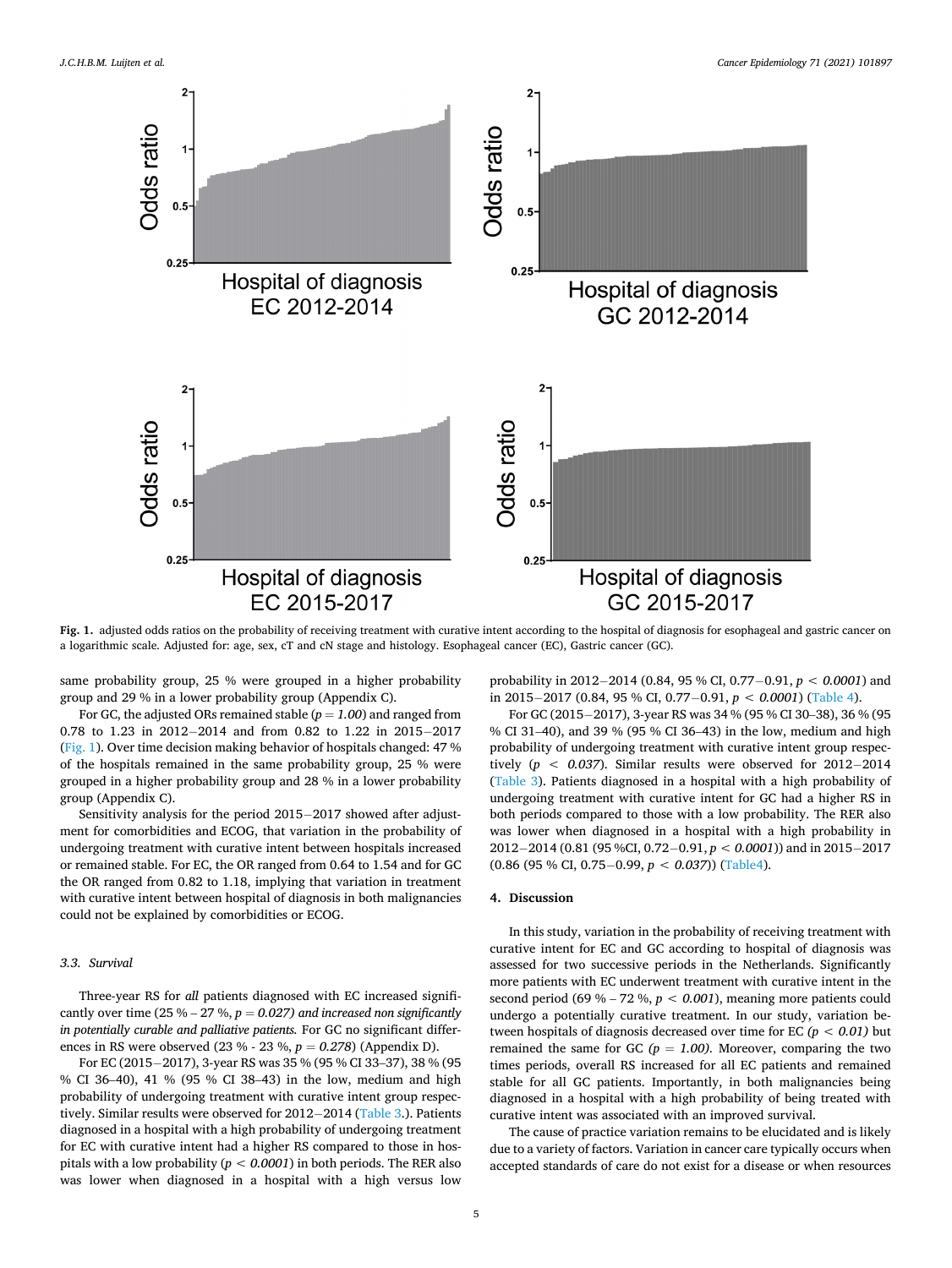**Fig. 1.** adjusted odds ratios on the probability of receiving treatment with curative intent according to the hospital of diagnosis for esophageal and gastric cancer on a logarithmic scale. Adjusted for: age, sex, cT and cN stage and histology. Esophageal cancer (EC), Gastric cancer (GC).

same probability group, 25 % were grouped in a higher probability group and 29 % in a lower probability group (Appendix C).

For GC, the adjusted ORs remained stable ($p = 1.00$) and ranged from 0.78 to 1.23 in 2012−2014 and from 0.82 to 1.22 in 2015−2017 (Fig. 1). Over time decision making behavior of hospitals changed: 47 % of the hospitals remained in the same probability group, 25 % were grouped in a higher probability group and 28 % in a lower probability group (Appendix C).

Sensitivity analysis for the period 2015−2017 showed after adjustment for comorbidities and ECOG, that variation in the probability of undergoing treatment with curative intent between hospitals increased or remained stable. For EC, the OR ranged from 0.64 to 1.54 and for GC the OR ranged from 0.82 to 1.18, implying that variation in treatment with curative intent between hospital of diagnosis in both malignancies could not be explained by comorbidities or ECOG.

### 3.3. Survival

Three-year RS for *all* patients diagnosed with EC increased significantly over time (25 % – 27 %, $p = 0.027$) *and increased non significantly in potentially curable and palliative patients.* For GC no significant differences in RS were observed (23 % - 23 %, $p = 0.278$) (Appendix D).

For EC (2015−2017), 3-year RS was 35 % (95 % CI 33–37), 38 % (95 % CI 36–40), 41 % (95 % CI 38–43) in the low, medium and high probability of undergoing treatment with curative intent group respectively. Similar results were observed for 2012−2014 (Table 3.). Patients diagnosed in a hospital with a high probability of undergoing treatment for EC with curative intent had a higher RS compared to those in hospitals with a low probability ($p < 0.0001$) in both periods. The RER also was lower when diagnosed in a hospital with a high versus low probability in 2012−2014 (0.84, 95 % CI, 0.77−0.91, $p < 0.0001$) and in 2015−2017 (0.84, 95 % CI, 0.77−0.91, $p < 0.0001$) (Table 4).

For GC (2015−2017), 3-year RS was 34 % (95 % CI 30–38), 36 % (95 % CI 31–40), and 39 % (95 % CI 36–43) in the low, medium and high probability of undergoing treatment with curative intent group respectively ($p < 0.037$). Similar results were observed for 2012−2014 (Table 3). Patients diagnosed in a hospital with a high probability of undergoing treatment with curative intent for GC had a higher RS in both periods compared to those with a low probability. The RER also was lower when diagnosed in a hospital with a high probability in 2012−2014 (0.81 (95 %CI, 0.72−0.91, $p < 0.0001$)) and in 2015−2017 (0.86 (95 % CI, 0.75−0.99, $p < 0.037$)) (Table4).

## 4. Discussion

In this study, variation in the probability of receiving treatment with curative intent for EC and GC according to hospital of diagnosis was assessed for two successive periods in the Netherlands. Significantly more patients with EC underwent treatment with curative intent in the second period (69 % – 72 %, $p < 0.001$), meaning more patients could undergo a potentially curative treatment. In our study, variation between hospitals of diagnosis decreased over time for EC ($p < 0.01$) but remained the same for GC ($p = 1.00$). Moreover, comparing the two times periods, overall RS increased for all EC patients and remained stable for all GC patients. Importantly, in both malignancies being diagnosed in a hospital with a high probability of being treated with curative intent was associated with an improved survival.

The cause of practice variation remains to be elucidated and is likely due to a variety of factors. Variation in cancer care typically occurs when accepted standards of care do not exist for a disease or when resources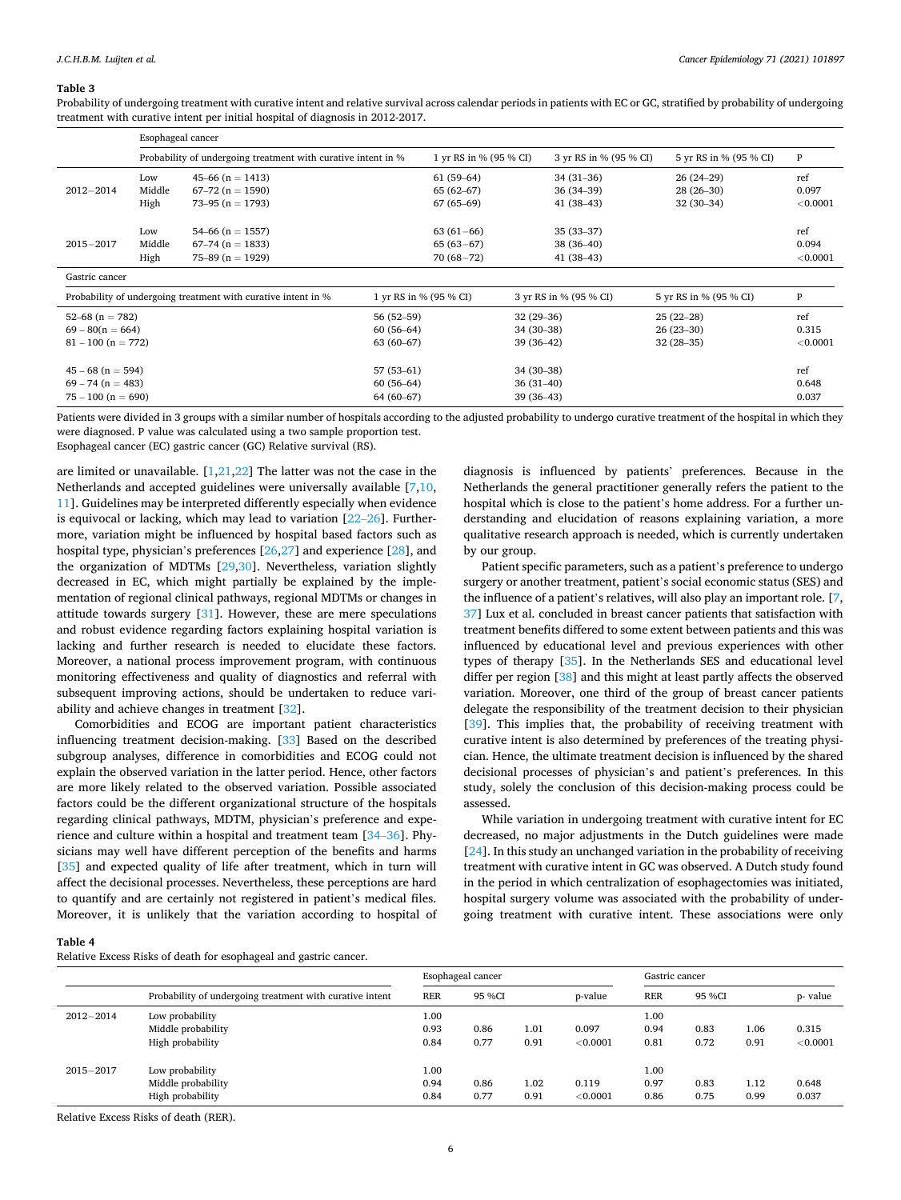**Table 3**
Probability of undergoing treatment with curative intent and relative survival across calendar periods in patients with EC or GC, stratified by probability of undergoing treatment with curative intent per initial hospital of diagnosis in 2012-2017.

| | Esophageal cancer | | | | | |
|---|---|---|---|---|---|---|
| | Probability of undergoing treatment with curative intent in % | | 1 yr RS in % (95 % CI) | 3 yr RS in % (95 % CI) | 5 yr RS in % (95 % CI) | P |
| 2012−2014 | Low | 45–66 (n = 1413) | 61 (59–64) | 34 (31–36) | 26 (24–29) | ref |
| | Middle | 67–72 (n = 1590) | 65 (62–67) | 36 (34–39) | 28 (26–30) | 0.097 |
| | High | 73–95 (n = 1793) | 67 (65–69) | 41 (38–43) | 32 (30–34) | <0.0001 |
| 2015−2017 | Low | 54–66 (n = 1557) | 63 (61−66) | 35 (33–37) | | ref |
| | Middle | 67–74 (n = 1833) | 65 (63−67) | 38 (36–40) | | 0.094 |
| | High | 75–89 (n = 1929) | 70 (68–72) | 41 (38–43) | | <0.0001 |
| Gastric cancer | | | | | | |
| Probability of undergoing treatment with curative intent in % | | | 1 yr RS in % (95 % CI) | 3 yr RS in % (95 % CI) | 5 yr RS in % (95 % CI) | P |
| 52–68 (n = 782) | | | 56 (52–59) | 32 (29–36) | 25 (22–28) | ref |
| 69 – 80(n = 664) | | | 60 (56–64) | 34 (30–38) | 26 (23–30) | 0.315 |
| 81 – 100 (n = 772) | | | 63 (60–67) | 39 (36–42) | 32 (28–35) | <0.0001 |
| 45 – 68 (n = 594) | | | 57 (53–61) | 34 (30–38) | | ref |
| 69 – 74 (n = 483) | | | 60 (56–64) | 36 (31–40) | | 0.648 |
| 75 – 100 (n = 690) | | | 64 (60–67) | 39 (36–43) | | 0.037 |

Patients were divided in 3 groups with a similar number of hospitals according to the adjusted probability to undergo curative treatment of the hospital in which they were diagnosed. P value was calculated using a two sample proportion test.
Esophageal cancer (EC) gastric cancer (GC) Relative survival (RS).

are limited or unavailable. [1,21,22] The latter was not the case in the Netherlands and accepted guidelines were universally available [7,10,11]. Guidelines may be interpreted differently especially when evidence is equivocal or lacking, which may lead to variation [22–26]. Furthermore, variation might be influenced by hospital based factors such as hospital type, physician's preferences [26,27] and experience [28], and the organization of MDTMs [29,30]. Nevertheless, variation slightly decreased in EC, which might partially be explained by the implementation of regional clinical pathways, regional MDTMs or changes in attitude towards surgery [31]. However, these are mere speculations and robust evidence regarding factors explaining hospital variation is lacking and further research is needed to elucidate these factors. Moreover, a national process improvement program, with continuous monitoring effectiveness and quality of diagnostics and referral with subsequent improving actions, should be undertaken to reduce variability and achieve changes in treatment [32].

Comorbidities and ECOG are important patient characteristics influencing treatment decision-making. [33] Based on the described subgroup analyses, difference in comorbidities and ECOG could not explain the observed variation in the latter period. Hence, other factors are more likely related to the observed variation. Possible associated factors could be the different organizational structure of the hospitals regarding clinical pathways, MDTM, physician's preference and experience and culture within a hospital and treatment team [34–36]. Physicians may well have different perception of the benefits and harms [35] and expected quality of life after treatment, which in turn will affect the decisional processes. Nevertheless, these perceptions are hard to quantify and are certainly not registered in patient's medical files. Moreover, it is unlikely that the variation according to hospital of diagnosis is influenced by patients' preferences. Because in the Netherlands the general practitioner generally refers the patient to the hospital which is close to the patient's home address. For a further understanding and elucidation of reasons explaining variation, a more qualitative research approach is needed, which is currently undertaken by our group.

Patient specific parameters, such as a patient's preference to undergo surgery or another treatment, patient's social economic status (SES) and the influence of a patient's relatives, will also play an important role. [7,37] Lux et al. concluded in breast cancer patients that satisfaction with treatment benefits differed to some extent between patients and this was influenced by educational level and previous experiences with other types of therapy [35]. In the Netherlands SES and educational level differ per region [38] and this might at least partly affects the observed variation. Moreover, one third of the group of breast cancer patients delegate the responsibility of the treatment decision to their physician [39]. This implies that, the probability of receiving treatment with curative intent is also determined by preferences of the treating physician. Hence, the ultimate treatment decision is influenced by the shared decisional processes of physician's and patient's preferences. In this study, solely the conclusion of this decision-making process could be assessed.

While variation in undergoing treatment with curative intent for EC decreased, no major adjustments in the Dutch guidelines were made [24]. In this study an unchanged variation in the probability of receiving treatment with curative intent in GC was observed. A Dutch study found in the period in which centralization of esophagectomies was initiated, hospital surgery volume was associated with the probability of undergoing treatment with curative intent. These associations were only

**Table 4**
Relative Excess Risks of death for esophageal and gastric cancer.

| | | Esophageal cancer | | | | Gastric cancer | | | |
|---|---|---|---|---|---|---|---|---|---|
| | Probability of undergoing treatment with curative intent | RER | 95 %CI | | p-value | RER | 95 %CI | | p- value |
| 2012−2014 | Low probability | 1.00 | | | | 1.00 | | | |
| | Middle probability | 0.93 | 0.86 | 1.01 | 0.097 | 0.94 | 0.83 | 1.06 | 0.315 |
| | High probability | 0.84 | 0.77 | 0.91 | <0.0001 | 0.81 | 0.72 | 0.91 | <0.0001 |
| 2015−2017 | Low probability | 1.00 | | | | 1.00 | | | |
| | Middle probability | 0.94 | 0.86 | 1.02 | 0.119 | 0.97 | 0.83 | 1.12 | 0.648 |
| | High probability | 0.84 | 0.77 | 0.91 | <0.0001 | 0.86 | 0.75 | 0.99 | 0.037 |

Relative Excess Risks of death (RER).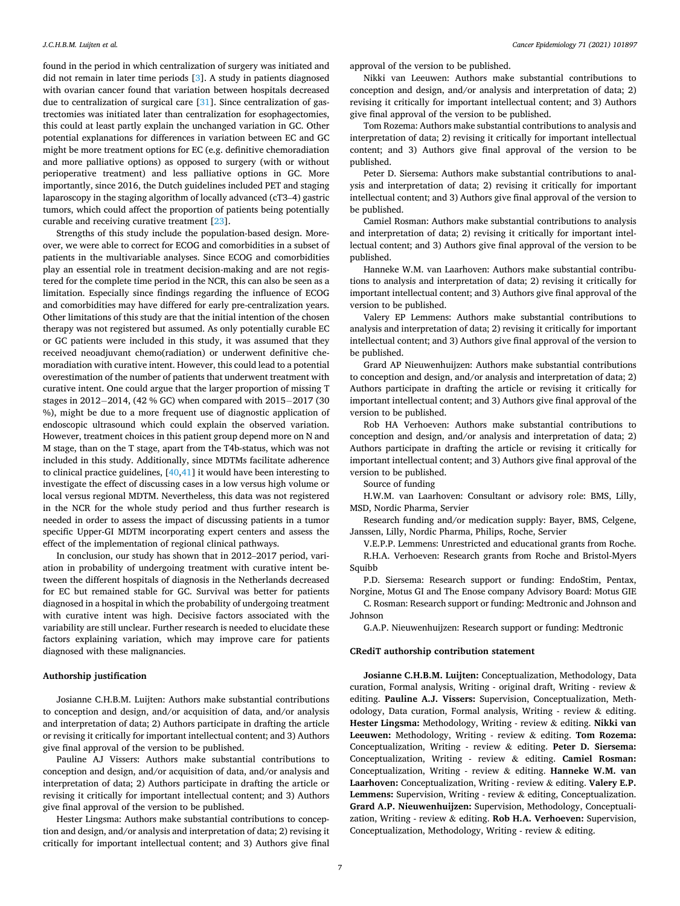found in the period in which centralization of surgery was initiated and did not remain in later time periods [3]. A study in patients diagnosed with ovarian cancer found that variation between hospitals decreased due to centralization of surgical care [31]. Since centralization of gastrectomies was initiated later than centralization for esophagectomies, this could at least partly explain the unchanged variation in GC. Other potential explanations for differences in variation between EC and GC might be more treatment options for EC (e.g. definitive chemoradiation and more palliative options) as opposed to surgery (with or without perioperative treatment) and less palliative options in GC. More importantly, since 2016, the Dutch guidelines included PET and staging laparoscopy in the staging algorithm of locally advanced (cT3–4) gastric tumors, which could affect the proportion of patients being potentially curable and receiving curative treatment [23].

Strengths of this study include the population-based design. Moreover, we were able to correct for ECOG and comorbidities in a subset of patients in the multivariable analyses. Since ECOG and comorbidities play an essential role in treatment decision-making and are not registered for the complete time period in the NCR, this can also be seen as a limitation. Especially since findings regarding the influence of ECOG and comorbidities may have differed for early pre-centralization years. Other limitations of this study are that the initial intention of the chosen therapy was not registered but assumed. As only potentially curable EC or GC patients were included in this study, it was assumed that they received neoadjuvant chemo(radiation) or underwent definitive chemoradiation with curative intent. However, this could lead to a potential overestimation of the number of patients that underwent treatment with curative intent. One could argue that the larger proportion of missing T stages in 2012−2014, (42 % GC) when compared with 2015−2017 (30 %), might be due to a more frequent use of diagnostic application of endoscopic ultrasound which could explain the observed variation. However, treatment choices in this patient group depend more on N and M stage, than on the T stage, apart from the T4b-status, which was not included in this study. Additionally, since MDTMs facilitate adherence to clinical practice guidelines, [40,41] it would have been interesting to investigate the effect of discussing cases in a low versus high volume or local versus regional MDTM. Nevertheless, this data was not registered in the NCR for the whole study period and thus further research is needed in order to assess the impact of discussing patients in a tumor specific Upper-GI MDTM incorporating expert centers and assess the effect of the implementation of regional clinical pathways.

In conclusion, our study has shown that in 2012–2017 period, variation in probability of undergoing treatment with curative intent between the different hospitals of diagnosis in the Netherlands decreased for EC but remained stable for GC. Survival was better for patients diagnosed in a hospital in which the probability of undergoing treatment with curative intent was high. Decisive factors associated with the variability are still unclear. Further research is needed to elucidate these factors explaining variation, which may improve care for patients diagnosed with these malignancies.

## Authorship justification

Josianne C.H.B.M. Luijten: Authors make substantial contributions to conception and design, and/or acquisition of data, and/or analysis and interpretation of data; 2) Authors participate in drafting the article or revising it critically for important intellectual content; and 3) Authors give final approval of the version to be published.

Pauline AJ Vissers: Authors make substantial contributions to conception and design, and/or acquisition of data, and/or analysis and interpretation of data; 2) Authors participate in drafting the article or revising it critically for important intellectual content; and 3) Authors give final approval of the version to be published.

Hester Lingsma: Authors make substantial contributions to conception and design, and/or analysis and interpretation of data; 2) revising it critically for important intellectual content; and 3) Authors give final approval of the version to be published.

Nikki van Leeuwen: Authors make substantial contributions to conception and design, and/or analysis and interpretation of data; 2) revising it critically for important intellectual content; and 3) Authors give final approval of the version to be published.

Tom Rozema: Authors make substantial contributions to analysis and interpretation of data; 2) revising it critically for important intellectual content; and 3) Authors give final approval of the version to be published.

Peter D. Siersema: Authors make substantial contributions to analysis and interpretation of data; 2) revising it critically for important intellectual content; and 3) Authors give final approval of the version to be published.

Camiel Rosman: Authors make substantial contributions to analysis and interpretation of data; 2) revising it critically for important intellectual content; and 3) Authors give final approval of the version to be published.

Hanneke W.M. van Laarhoven: Authors make substantial contributions to analysis and interpretation of data; 2) revising it critically for important intellectual content; and 3) Authors give final approval of the version to be published.

Valery EP Lemmens: Authors make substantial contributions to analysis and interpretation of data; 2) revising it critically for important intellectual content; and 3) Authors give final approval of the version to be published.

Grard AP Nieuwenhuijzen: Authors make substantial contributions to conception and design, and/or analysis and interpretation of data; 2) Authors participate in drafting the article or revising it critically for important intellectual content; and 3) Authors give final approval of the version to be published.

Rob HA Verhoeven: Authors make substantial contributions to conception and design, and/or analysis and interpretation of data; 2) Authors participate in drafting the article or revising it critically for important intellectual content; and 3) Authors give final approval of the version to be published.

Source of funding

H.W.M. van Laarhoven: Consultant or advisory role: BMS, Lilly, MSD, Nordic Pharma, Servier

Research funding and/or medication supply: Bayer, BMS, Celgene, Janssen, Lilly, Nordic Pharma, Philips, Roche, Servier

V.E.P.P. Lemmens: Unrestricted and educational grants from Roche.

R.H.A. Verhoeven: Research grants from Roche and Bristol-Myers Squibb

P.D. Siersema: Research support or funding: EndoStim, Pentax, Norgine, Motus GI and The Enose company Advisory Board: Motus GIE

C. Rosman: Research support or funding: Medtronic and Johnson and Johnson

G.A.P. Nieuwenhuijzen: Research support or funding: Medtronic

## CRediT authorship contribution statement

**Josianne C.H.B.M. Luijten:** Conceptualization, Methodology, Data curation, Formal analysis, Writing - original draft, Writing - review & editing. **Pauline A.J. Vissers:** Supervision, Conceptualization, Methodology, Data curation, Formal analysis, Writing - review & editing. **Hester Lingsma:** Methodology, Writing - review & editing. **Nikki van Leeuwen:** Methodology, Writing - review & editing. **Tom Rozema:** Conceptualization, Writing - review & editing. **Peter D. Siersema:** Conceptualization, Writing - review & editing. **Camiel Rosman:** Conceptualization, Writing - review & editing. **Hanneke W.M. van Laarhoven:** Conceptualization, Writing - review & editing. **Valery E.P. Lemmens:** Supervision, Writing - review & editing, Conceptualization. **Grard A.P. Nieuwenhuijzen:** Supervision, Methodology, Conceptualization, Writing - review & editing. **Rob H.A. Verhoeven:** Supervision, Conceptualization, Methodology, Writing - review & editing.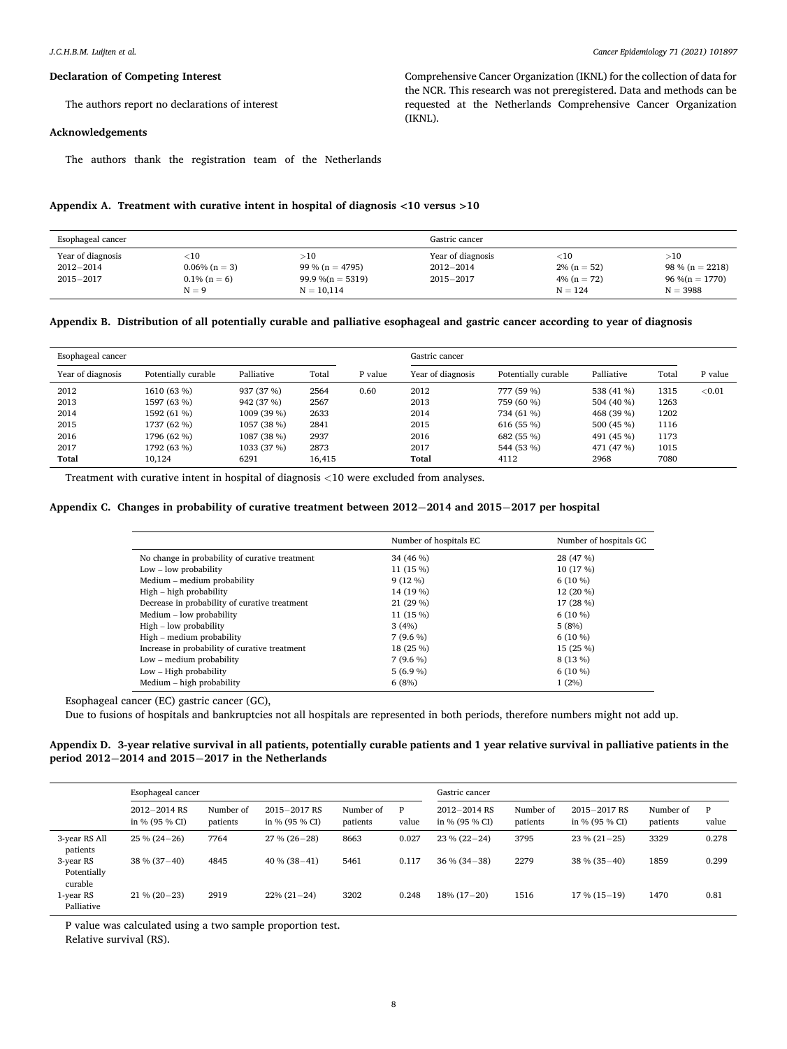## Declaration of Competing Interest

The authors report no declarations of interest

## Acknowledgements

The authors thank the registration team of the Netherlands Comprehensive Cancer Organization (IKNL) for the collection of data for the NCR. This research was not preregistered. Data and methods can be requested at the Netherlands Comprehensive Cancer Organization (IKNL).

## Appendix A. Treatment with curative intent in hospital of diagnosis <10 versus >10

| Esophageal cancer | | | Gastric cancer | | |
|---|---|---|---|---|---|
| Year of diagnosis | <10 | >10 | Year of diagnosis | <10 | >10 |
| 2012–2014 | 0.06% (n = 3) | 99 % (n = 4795) | 2012–2014 | 2% (n = 52) | 98 % (n = 2218) |
| 2015–2017 | 0.1% (n = 6) | 99.9 %(n = 5319) | 2015–2017 | 4% (n = 72) | 96 %(n = 1770) |
| | N = 9 | N = 10,114 | | N = 124 | N = 3988 |

## Appendix B. Distribution of all potentially curable and palliative esophageal and gastric cancer according to year of diagnosis

| Esophageal cancer | | | | | Gastric cancer | | | | |
|---|---|---|---|---|---|---|---|---|---|
| Year of diagnosis | Potentially curable | Palliative | Total | P value | Year of diagnosis | Potentially curable | Palliative | Total | P value |
| 2012 | 1610 (63 %) | 937 (37 %) | 2564 | 0.60 | 2012 | 777 (59 %) | 538 (41 %) | 1315 | <0.01 |
| 2013 | 1597 (63 %) | 942 (37 %) | 2567 | | 2013 | 759 (60 %) | 504 (40 %) | 1263 | |
| 2014 | 1592 (61 %) | 1009 (39 %) | 2633 | | 2014 | 734 (61 %) | 468 (39 %) | 1202 | |
| 2015 | 1737 (62 %) | 1057 (38 %) | 2841 | | 2015 | 616 (55 %) | 500 (45 %) | 1116 | |
| 2016 | 1796 (62 %) | 1087 (38 %) | 2937 | | 2016 | 682 (55 %) | 491 (45 %) | 1173 | |
| 2017 | 1792 (63 %) | 1033 (37 %) | 2873 | | 2017 | 544 (53 %) | 471 (47 %) | 1015 | |
| **Total** | 10,124 | 6291 | 16,415 | | **Total** | 4112 | 2968 | 7080 | |

Treatment with curative intent in hospital of diagnosis <10 were excluded from analyses.

## Appendix C. Changes in probability of curative treatment between 2012–2014 and 2015–2017 per hospital

| | Number of hospitals EC | Number of hospitals GC |
|---|---|---|
| No change in probability of curative treatment | 34 (46 %) | 28 (47 %) |
| Low – low probability | 11 (15 %) | 10 (17 %) |
| Medium – medium probability | 9 (12 %) | 6 (10 %) |
| High – high probability | 14 (19 %) | 12 (20 %) |
| Decrease in probability of curative treatment | 21 (29 %) | 17 (28 %) |
| Medium – low probability | 11 (15 %) | 6 (10 %) |
| High – low probability | 3 (4%) | 5 (8%) |
| High – medium probability | 7 (9.6 %) | 6 (10 %) |
| Increase in probability of curative treatment | 18 (25 %) | 15 (25 %) |
| Low – medium probability | 7 (9.6 %) | 8 (13 %) |
| Low – High probability | 5 (6.9 %) | 6 (10 %) |
| Medium – high probability | 6 (8%) | 1 (2%) |

Esophageal cancer (EC) gastric cancer (GC),

Due to fusions of hospitals and bankruptcies not all hospitals are represented in both periods, therefore numbers might not add up.

## Appendix D. 3-year relative survival in all patients, potentially curable patients and 1 year relative survival in palliative patients in the period 2012–2014 and 2015–2017 in the Netherlands

| | Esophageal cancer | | | | | Gastric cancer | | | | |
|---|---|---|---|---|---|---|---|---|---|---|
| | 2012–2014 RS in % (95 % CI) | Number of patients | 2015–2017 RS in % (95 % CI) | Number of patients | P value | 2012–2014 RS in % (95 % CI) | Number of patients | 2015–2017 RS in % (95 % CI) | Number of patients | P value |
| 3-year RS All patients | 25 % (24–26) | 7764 | 27 % (26–28) | 8663 | 0.027 | 23 % (22–24) | 3795 | 23 % (21–25) | 3329 | 0.278 |
| 3-year RS Potentially curable | 38 % (37–40) | 4845 | 40 % (38–41) | 5461 | 0.117 | 36 % (34–38) | 2279 | 38 % (35–40) | 1859 | 0.299 |
| 1-year RS Palliative | 21 % (20–23) | 2919 | 22% (21–24) | 3202 | 0.248 | 18% (17–20) | 1516 | 17 % (15–19) | 1470 | 0.81 |

P value was calculated using a two sample proportion test.
Relative survival (RS).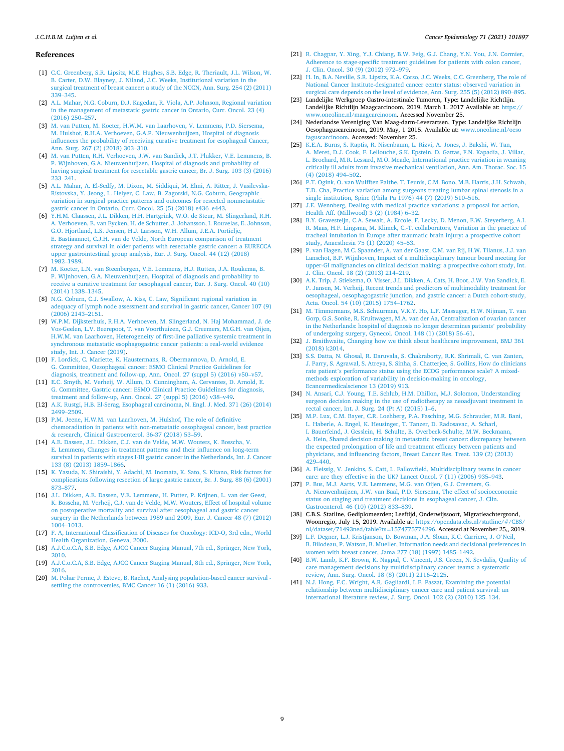## References

[1] C.C. Greenberg, S.R. Lipsitz, M.E. Hughes, S.B. Edge, R. Theriault, J.L. Wilson, W. B. Carter, D.W. Blayney, J. Niland, J.C. Weeks, Institutional variation in the surgical treatment of breast cancer: a study of the NCCN, Ann. Surg. 254 (2) (2011) 339–345.

[2] A.L. Mahar, N.G. Coburn, D.J. Kagedan, R. Viola, A.P. Johnson, Regional variation in the management of metastatic gastric cancer in Ontario, Curr. Oncol. 23 (4) (2016) 250–257.

[3] M. van Putten, M. Koeter, H.W.M. van Laarhoven, V. Lemmens, P.D. Siersema, M. Hulshof, R.H.A. Verhoeven, G.A.P. Nieuwenhuijzen, Hospital of diagnosis influences the probability of receiving curative treatment for esophageal Cancer, Ann. Surg. 267 (2) (2018) 303–310.

[4] M. van Putten, R.H. Verhoeven, J.W. van Sandick, J.T. Plukker, V.E. Lemmens, B. P. Wijnhoven, G.A. Nieuwenhuijzen, Hospital of diagnosis and probability of having surgical treatment for resectable gastric cancer, Br. J. Surg. 103 (3) (2016) 233–241.

[5] A.L. Mahar, A. El-Sedfy, M. Dixon, M. Siddiqui, M. Elmi, A. Ritter, J. Vasilevska-Ristovska, Y. Jeong, L. Helyer, C. Law, B. Zagorski, N.G. Coburn, Geographic variation in surgical practice patterns and outcomes for resected nonmetastatic gastric cancer in Ontario, Curr. Oncol. 25 (5) (2018) e436–e443.

[6] Y.H.M. Claassen, J.L. Dikken, H.H. Hartgrink, W.O. de Steur, M. Slingerland, R.H. A. Verhoeven, E. van Eycken, H. de Schutter, J. Johansson, I. Rouvelas, E. Johnson, G.O. Hjortland, L.S. Jensen, H.J. Larsson, W.H. Allum, J.E.A. Portielje, E. Bastiaannet, C.J.H. van de Velde, North European comparison of treatment strategy and survival in older patients with resectable gastric cancer: a EURECCA upper gastrointestinal group analysis, Eur. J. Surg. Oncol. 44 (12) (2018) 1982–1989.

[7] M. Koeter, L.N. van Steenbergen, V.E. Lemmens, H.J. Rutten, J.A. Roukema, B. P. Wijnhoven, G.A. Nieuwenhuijzen, Hospital of diagnosis and probability to receive a curative treatment for oesophageal cancer, Eur. J. Surg. Oncol. 40 (10) (2014) 1338–1345.

[8] N.G. Coburn, C.J. Swallow, A. Kiss, C. Law, Significant regional variation in adequacy of lymph node assessment and survival in gastric cancer, Cancer 107 (9) (2006) 2143–2151.

[9] W.P.M. Dijksterhuis, R.H.A. Verhoeven, M. Slingerland, N. Haj Mohammad, J. de Vos-Geelen, L.V. Beerepoot, T. van Voorthuizen, G.J. Creemers, M.G.H. van Oijen, H.W.M. van Laarhoven, Heterogeneity of first-line palliative systemic treatment in synchronous metastatic esophagogastric cancer patients: a real-world evidence study, Int. J. Cancer (2019).

[10] F. Lordick, C. Mariette, K. Haustermans, R. Obermannova, D. Arnold, E. G. Committee, Oesophageal cancer: ESMO Clinical Practice Guidelines for diagnosis, treatment and follow-up, Ann. Oncol. 27 (suppl 5) (2016) v50–v57.

[11] E.C. Smyth, M. Verheij, W. Allum, D. Cunningham, A. Cervantes, D. Arnold, E. G. Committee, Gastric cancer: ESMO Clinical Practice Guidelines for diagnosis, treatment and follow-up, Ann. Oncol. 27 (suppl 5) (2016) v38–v49.

[12] A.K. Rustgi, H.B. El-Serag, Esophageal carcinoma, N. Engl. J. Med. 371 (26) (2014) 2499–2509.

[13] P.M. Jeene, H.W.M. van Laarhoven, M. Hulshof, The role of definitive chemoradiation in patients with non-metastatic oesophageal cancer, best practice & research, Clinical Gastroenterol. 36-37 (2018) 53–59.

[14] A.E. Dassen, J.L. Dikken, C.J. van de Velde, M.W. Wouters, K. Bosscha, V. E. Lemmens, Changes in treatment patterns and their influence on long-term survival in patients with stages I-III gastric cancer in the Netherlands, Int. J. Cancer 133 (8) (2013) 1859–1866.

[15] K. Yasuda, N. Shiraishi, Y. Adachi, M. Inomata, K. Sato, S. Kitano, Risk factors for complications following resection of large gastric cancer, Br. J. Surg. 88 (6) (2001) 873–877.

[16] J.L. Dikken, A.E. Dassen, V.E. Lemmens, H. Putter, P. Krijnen, L. van der Geest, K. Bosscha, M. Verheij, C.J. van de Velde, M.W. Wouters, Effect of hospital volume on postoperative mortality and survival after oesophageal and gastric cancer surgery in the Netherlands between 1989 and 2009, Eur. J. Cancer 48 (7) (2012) 1004–1013.

[17] F. A, International Classification of Diseases for Oncology: ICD-O, 3rd edn., World Health Organization, Geneva, 2000.

[18] A.J.C.o.C.A, S.B. Edge, AJCC Cancer Staging Manual, 7th ed., Springer, New York, 2010.

[19] A.J.C.o.C.A, S.B. Edge, AJCC Cancer Staging Manual, 8th ed., Springer, New York, 2016.

[20] M. Pohar Perme, J. Esteve, B. Rachet, Analysing population-based cancer survival - settling the controversies, BMC Cancer 16 (1) (2016) 933.

[21] R. Chagpar, Y. Xing, Y.J. Chiang, B.W. Feig, G.J. Chang, Y.N. You, J.N. Cormier, Adherence to stage-specific treatment guidelines for patients with colon cancer, J. Clin. Oncol. 30 (9) (2012) 972–979.

[22] H. In, B.A. Neville, S.R. Lipsitz, K.A. Corso, J.C. Weeks, C.C. Greenberg, The role of National Cancer Institute-designated cancer center status: observed variation in surgical care depends on the level of evidence, Ann. Surg. 255 (5) (2012) 890–895.

[23] Landelijke Werkgroep Gastro-intestinale Tumoren, Type: Landelijke Richtlijn. Landelijke Richtlijn Maagcarcinoom, 2019. March 1. 2017 Available at: https://www.oncoline.nl/maagcarcinoom. Accessed November 25.

[24] Nederlandse Vereniging Van Maag-darm-Leverartsen, Type: Landelijke Richtlijn Oesophaguscarcinoom, 2019. May, 1 2015. Available at: www.oncoline.nl/oesofaguscarcinoom. Accessed: November 25.

[25] K.E.A. Burns, S. Raptis, R. Nisenbaum, L. Rizvi, A. Jones, J. Bakshi, W. Tan, A. Meret, D.J. Cook, F. Lellouche, S.K. Epstein, D. Gattas, F.N. Kapadia, J. Villar, L. Brochard, M.R. Lessard, M.O. Meade, International practice variation in weaning critically ill adults from invasive mechanical ventilation, Ann. Am. Thorac. Soc. 15 (4) (2018) 494–502.

[26] P.T. Ogink, O. van Wulfften Palthe, T. Teunis, C.M. Bono, M.B. Harris, J.H. Schwab, T.D. Cha, Practice variation among surgeons treating lumbar spinal stenosis in a single institution, Spine (Phila Pa 1976) 44 (7) (2019) 510–516.

[27] J.E. Wennberg, Dealing with medical practice variations: a proposal for action, Health Aff. (Millwood) 3 (2) (1984) 6–32.

[28] B.Y. Gravesteijn, C.A. Sewalt, A. Ercole, F. Lecky, D. Menon, E.W. Steyerberg, A.I. R. Maas, H.F. Lingsma, M. Klimek, C.-T. collaborators, Variation in the practice of tracheal intubation in Europe after traumatic brain injury: a prospective cohort study, Anaesthesia 75 (1) (2020) 45–53.

[29] P. van Hagen, M.C. Spaander, A. van der Gaast, C.M. van Rij, H.W. Tilanus, J.J. van Lanschot, B.P. Wijnhoven, Impact of a multidisciplinary tumour board meeting for upper-GI malignancies on clinical decision making: a prospective cohort study, Int. J. Clin. Oncol. 18 (2) (2013) 214–219.

[30] A.K. Trip, J. Stiekema, O. Visser, J.L. Dikken, A. Cats, H. Boot, J.W. Van Sandick, E. P. Jansen, M. Verheij, Recent trends and predictors of multimodality treatment for oesophageal, oesophagogastric junction, and gastric cancer: a Dutch cohort-study, Acta. Oncol. 54 (10) (2015) 1754–1762.

[31] M. Timmermans, M.S. Schuurman, V.K.Y. Ho, L.F. Massuger, H.W. Nijman, T. van Gorp, G.S. Sonke, R. Kruitwagen, M.A. van der Aa, Centralization of ovarian cancer in the Netherlands: hospital of diagnosis no longer determines patients' probability of undergoing surgery, Gynecol. Oncol. 148 (1) (2018) 56–61.

[32] J. Braithwaite, Changing how we think about healthcare improvement, BMJ 361 (2018) k2014.

[33] S.S. Datta, N. Ghosal, R. Daruvala, S. Chakraborty, R.K. Shrimali, C. van Zanten, J. Parry, S. Agrawal, S. Atreya, S. Sinha, S. Chatterjee, S. Gollins, How do clinicians rate patient's performance status using the ECOG performance scale? A mixed-methods exploration of variability in decision-making in oncology, Ecancermedicalscience 13 (2019) 913.

[34] N. Ansari, C.J. Young, T.E. Schlub, H.M. Dhillon, M.J. Solomon, Understanding surgeon decision making in the use of radiotherapy as neoadjuvant treatment in rectal cancer, Int. J. Surg. 24 (Pt A) (2015) 1–6.

[35] M.P. Lux, C.M. Bayer, C.R. Loehberg, P.A. Fasching, M.G. Schrauder, M.R. Bani, L. Haberle, A. Engel, K. Heusinger, T. Tanzer, D. Radosavac, A. Scharl, I. Bauerfeind, J. Gesslein, H. Schulte, B. Overbeck-Schulte, M.W. Beckmann, A. Hein, Shared decision-making in metastatic breast cancer: discrepancy between the expected prolongation of life and treatment efficacy between patients and physicians, and influencing factors, Breast Cancer Res. Treat. 139 (2) (2013) 429–440.

[36] A. Fleissig, V. Jenkins, S. Catt, L. Fallowfield, Multidisciplinary teams in cancer care: are they effective in the UK? Lancet Oncol. 7 (11) (2006) 935–943.

[37] P. Bus, M.J. Aarts, V.E. Lemmens, M.G. van Oijen, G.J. Creemers, G. A. Nieuwenhuijzen, J.W. van Baal, P.D. Siersema, The effect of socioeconomic status on staging and treatment decisions in esophageal cancer, J. Clin. Gastroenterol. 46 (10) (2012) 833–839.

[38] C.B.S. Statline, Gediplomeerden; Leeftijd, Onderwijssoort, Migratieachtergrond, Woonregio, July 15, 2019. Available at: https://opendata.cbs.nl/statline/#/CBS/nl/dataset/71493ned/table?ts=1574775774296. Accessed at November 25,, 2019.

[39] L.F. Degner, L.J. Kristjanson, D. Bowman, J.A. Sloan, K.C. Carriere, J. O'Neil, B. Bilodeau, P. Watson, B. Mueller, Information needs and decisional preferences in women with breast cancer, Jama 277 (18) (1997) 1485–1492.

[40] B.W. Lamb, K.F. Brown, K. Nagpal, C. Vincent, J.S. Green, N. Sevdalis, Quality of care management decisions by multidisciplinary cancer teams: a systematic review, Ann. Surg. Oncol. 18 (8) (2011) 2116–2125.

[41] N.J. Hong, F.C. Wright, A.R. Gagliardi, L.F. Paszat, Examining the potential relationship between multidisciplinary cancer care and patient survival: an international literature review, J. Surg. Oncol. 102 (2) (2010) 125–134.